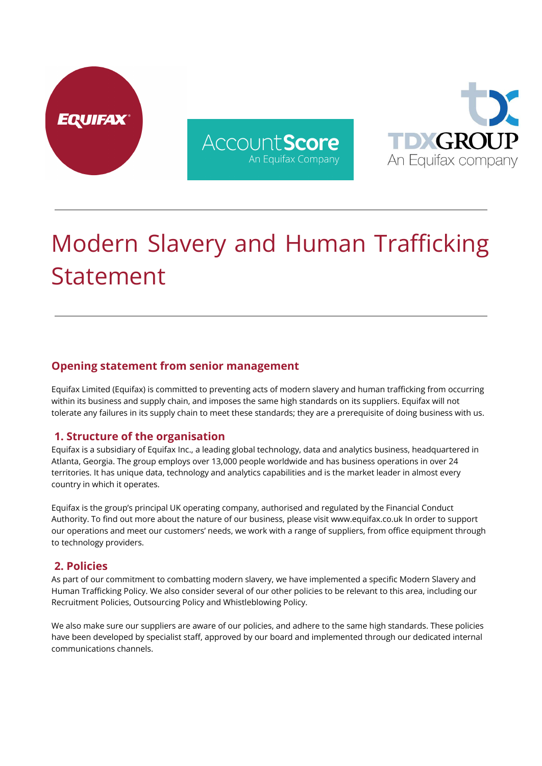# Modern Slavery and Human Trafficking Statement

## Opening statement from senior management

Equifax Limited (Equifax) is committed to preventing acts of modern slavery and human trafficking from occurring within its business and supply chain, and imposes the same high standards on its suppliers. Equifax will not tolerate any failures in its supply chain to meet these standards; they are a prerequisite of doing business with us.

## 1. Structure of the organisation

Equifax is a subsidiary of Equifax Inc., a leading global technology, data and analytics business, headquartered in Atlanta, Georgia. The group employs over 13,000 people worldwide and has business operations in over 24 territories. It has unique data, technology and analytics capabilities and is the market leader in almost every country in which it operates.

Equifax is the group's principal UK operating company, authorised and regulated by the Financial Conduct Authority. To find out more about the nature of our business, please visit www.equifax.co.uk In order to support our operations and meet our customers' needs, we work with a range of suppliers, from office equipment through to technology providers.

## 2. Policies

As part of our commitment to combatting modern slavery, we have implemented a specific Modern Slavery and Human Trafficking Policy. We also consider several of our other policies to be relevant to this area, including our Recruitment Policies, Outsourcing Policy and Whistleblowing Policy.

We also make sure our suppliers are aware of our policies, and adhere to the same high standards. These policies have been developed by specialist staff, approved by our board and implemented through our dedicated internal communications channels.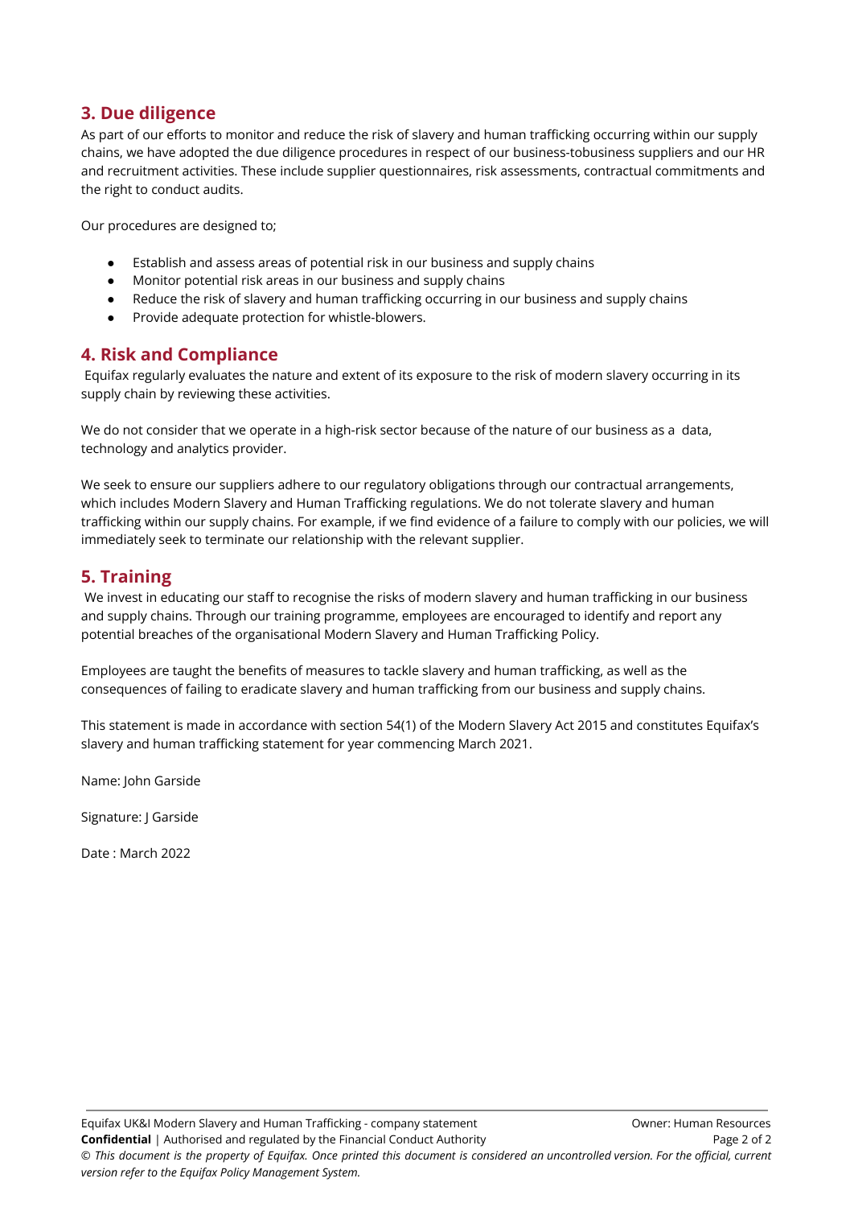## 3. Due diligence

As part of our efforts to monitor and reduce the risk of slavery and human trafficking occurring within our supply chains, we have adopted the due diligence procedures in respect of our business-tobusiness suppliers and our HR and recruitment activities. These include supplier questionnaires, risk assessments, contractual commitments and the right to conduct audits.

Our procedures are designed to;

- Establish and assess areas of potential risk in our business and supply chains
- Monitor potential risk areas in our business and supply chains
- Reduce the risk of slavery and human trafficking occurring in our business and supply chains
- Provide adequate protection for whistle-blowers.

## 4. Risk and Compliance

Equifax regularly evaluates the nature and extent of its exposure to the risk of modern slavery occurring in its supply chain by reviewing these activities.

We do not consider that we operate in a high-risk sector because of the nature of our business as a data, technology and analytics provider.

We seek to ensure our suppliers adhere to our regulatory obligations through our contractual arrangements, which includes Modern Slavery and Human Trafficking regulations. We do not tolerate slavery and human trafficking within our supply chains. For example, if we find evidence of a failure to comply with our policies, we will immediately seek to terminate our relationship with the relevant supplier.

## 5. Training

We invest in educating our staff to recognise the risks of modern slavery and human trafficking in our business and supply chains. Through our training programme, employees are encouraged to identify and report any potential breaches of the organisational Modern Slavery and Human Trafficking Policy.

Employees are taught the benefits of measures to tackle slavery and human trafficking, as well as the consequences of failing to eradicate slavery and human trafficking from our business and supply chains.

This statement is made in accordance with section 54(1) of the Modern Slavery Act 2015 and constitutes Equifax's slavery and human trafficking statement for year commencing March 2021.

Name: John Garside

Signature: J Garside

Date : March 2022